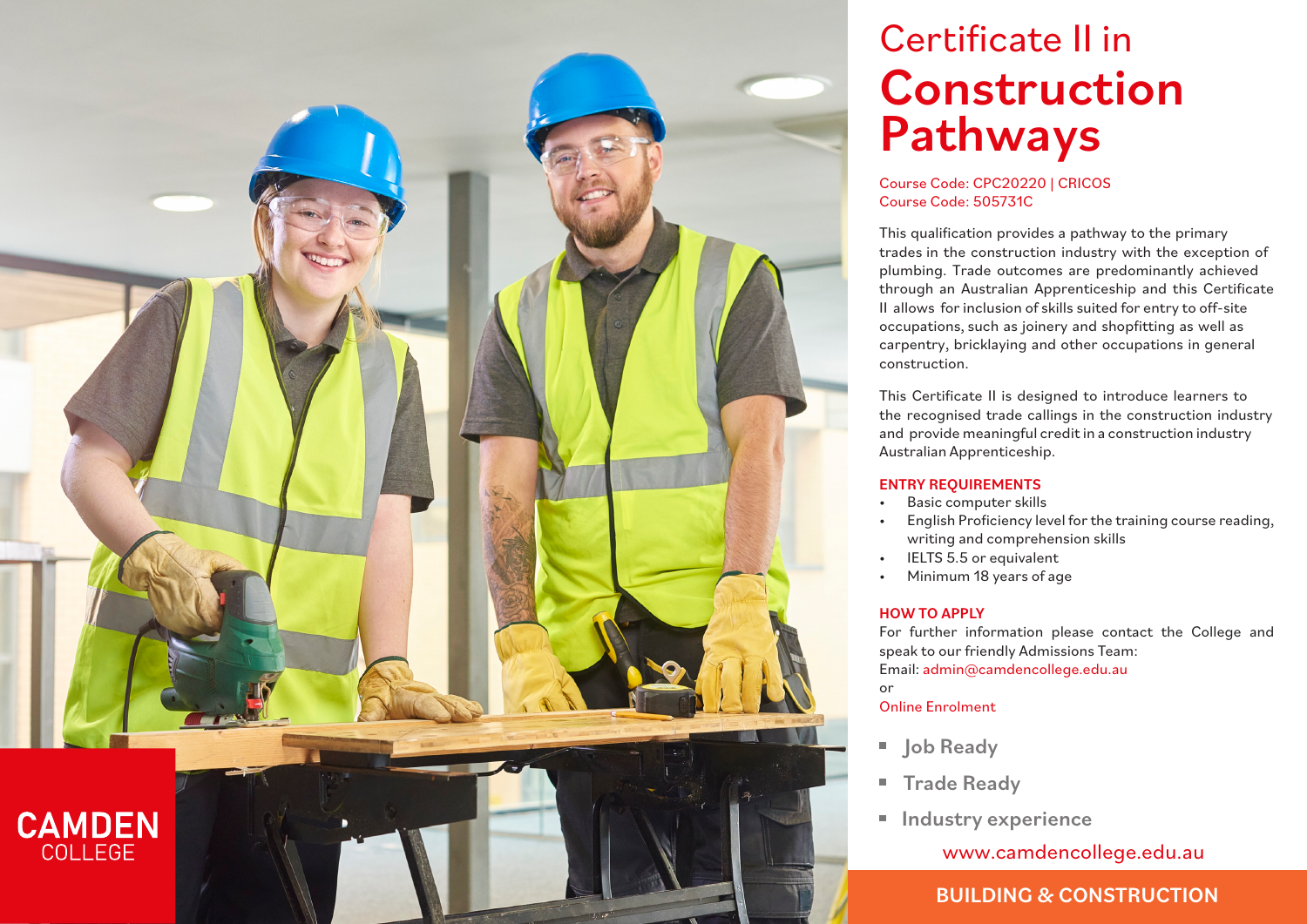# Certificate II in **Construction Pathways**

Course Code: CPC20220 | CRICOS Course Code: 505731C

This qualification provides a pathway to the primary trades in the construction industry with the exception of plumbing. Trade outcomes are predominantly achieved through an Australian Apprenticeship and this Certificate II allows for inclusion of skills suited for entry to off-site occupations, such as joinery and shopfitting as well as carpentry, bricklaying and other occupations in general construction.

This Certificate II is designed to introduce learners to the recognised trade callings in the construction industry and provide meaningful credit in a construction industry Australian Apprenticeship.

## ENTRY REQUIREMENTS

- Basic computer skills
- English Proficiency level for the training course reading, writing and comprehension skills
- IELTS 5.5 or equivalent
- Minimum 18 years of age

## HOW TO APPLY

For further information please contact the College and speak to our friendly Admissions Team:

Email: admin@camdencollege.edu.au

or

Online Enrolment

- **Job Ready**
- **Trade Ready**
- **Industry experience**

www.camdencollege.edu.au

CAMDEN COLLEGE

**BUILDING & CONSTRUCTION**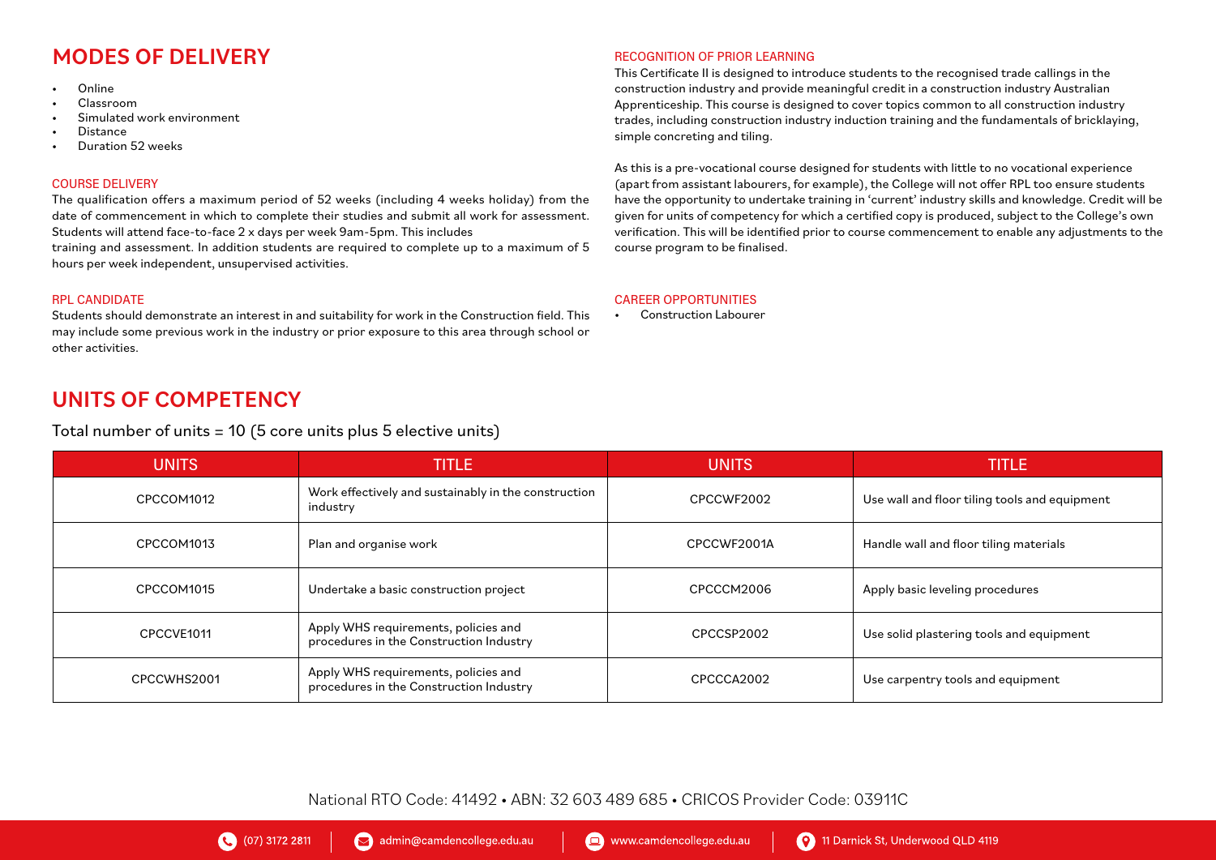## MODES OF DELIVERY

- Online
- Classroom
- Simulated work environment
- Distance
- Duration 52 weeks

### COURSE DELIVERY

The qualification offers a maximum period of 52 weeks (including 4 weeks holiday) from the date of commencement in which to complete their studies and submit all work for assessment. Students will attend face-to-face 2 x days per week 9am-5pm. This includes
training and assessment. In addition students are required to complete up to a maximum of 5 hours per week independent, unsupervised activities.

### RPL CANDIDATE

Students should demonstrate an interest in and suitability for work in the Construction field. This may include some previous work in the industry or prior exposure to this area through school or other activities.

### RECOGNITION OF PRIOR LEARNING

This Certificate II is designed to introduce students to the recognised trade callings in the construction industry and provide meaningful credit in a construction industry Australian Apprenticeship. This course is designed to cover topics common to all construction industry trades, including construction industry induction training and the fundamentals of bricklaying, simple concreting and tiling.

As this is a pre-vocational course designed for students with little to no vocational experience (apart from assistant labourers, for example), the College will not offer RPL too ensure students have the opportunity to undertake training in 'current' industry skills and knowledge. Credit will be given for units of competency for which a certified copy is produced, subject to the College's own verification. This will be identified prior to course commencement to enable any adjustments to the course program to be finalised.

### CAREER OPPORTUNITIES

- Construction Labourer

## UNITS OF COMPETENCY

Total number of units = 10 (5 core units plus 5 elective units)

| UNITS | TITLE | UNITS | TITLE |
|---|---|---|---|
| CPCCOM1012 | Work effectively and sustainably in the construction industry | CPCCWF2002 | Use wall and floor tiling tools and equipment |
| CPCCOM1013 | Plan and organise work | CPCCWF2001A | Handle wall and floor tiling materials |
| CPCCOM1015 | Undertake a basic construction project | CPCCCM2006 | Apply basic leveling procedures |
| CPCCVE1011 | Apply WHS requirements, policies and procedures in the Construction Industry | CPCCSP2002 | Use solid plastering tools and equipment |
| CPCCWHS2001 | Apply WHS requirements, policies and procedures in the Construction Industry | CPCCCA2002 | Use carpentry tools and equipment |

National RTO Code: 41492 • ABN: 32 603 489 685 • CRICOS Provider Code: 03911C

(07) 3172 2811 | admin@camdencollege.edu.au | www.camdencollege.edu.au | 11 Darnick St, Underwood QLD 4119